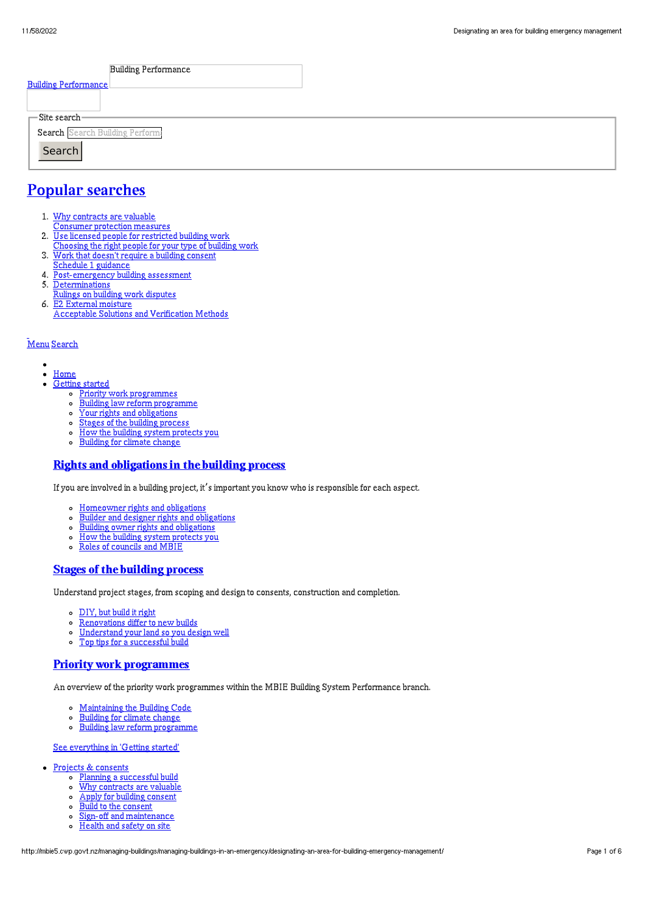Building Performance

Building Performance

Site search

Search Search Building Perform

Search

# Popular searches

1. Why contracts are valuable
   Consumer protection measures
2. Use licensed people for restricted building work
   Choosing the right people for your type of building work
3. Work that doesn't require a building consent
   Schedule 1 guidance
4. Post-emergency building assessment
5. Determinations
   Rulings on building work disputes
6. E2 External moisture
   Acceptable Solutions and Verification Methods

Menu Search

- 
- Home
- Getting started
  - Priority work programmes
  - Building law reform programme
  - Your rights and obligations
  - Stages of the building process
  - How the building system protects you
  - Building for climate change

  ### Rights and obligations in the building process

  If you are involved in a building project, it's important you know who is responsible for each aspect.

  - Homeowner rights and obligations
  - Builder and designer rights and obligations
  - Building owner rights and obligations
  - How the building system protects you
  - Roles of councils and MBIE

  ### Stages of the building process

  Understand project stages, from scoping and design to consents, construction and completion.

  - DIY, but build it right
  - Renovations differ to new builds
  - Understand your land so you design well
  - Top tips for a successful build

  ### Priority work programmes

  An overview of the priority work programmes within the MBIE Building System Performance branch.

  - Maintaining the Building Code
  - Building for climate change
  - Building law reform programme

  See everything in 'Getting started'

- Projects & consents
  - Planning a successful build
  - Why contracts are valuable
  - Apply for building consent
  - Build to the consent
  - Sign-off and maintenance
  - Health and safety on site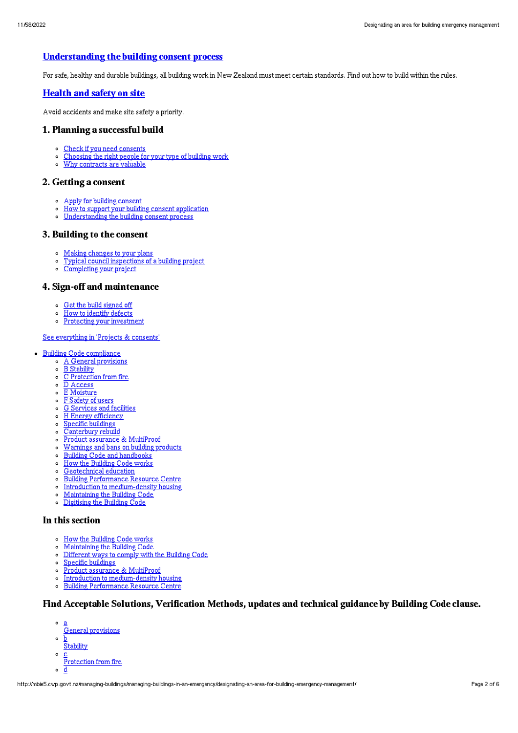## [Understanding the building consent process]

For safe, healthy and durable buildings, all building work in New Zealand must meet certain standards. Find out how to build within the rules.

## [Health and safety on site]

Avoid accidents and make site safety a priority.

### 1. Planning a successful build

- Check if you need consents
- Choosing the right people for your type of building work
- Why contracts are valuable

### 2. Getting a consent

- Apply for building consent
- How to support your building consent application
- Understanding the building consent process

### 3. Building to the consent

- Making changes to your plans
- Typical council inspections of a building project
- Completing your project

### 4. Sign-off and maintenance

- Get the build signed off
- How to identify defects
- Protecting your investment

See everything in 'Projects & consents'

- Building Code compliance
  - A General provisions
  - B Stability
  - C Protection from fire
  - D Access
  - E Moisture
  - F Safety of users
  - G Services and facilities
  - H Energy efficiency
  - Specific buildings
  - Canterbury rebuild
  - Product assurance & MultiProof
  - Warnings and bans on building products
  - Building Code and handbooks
  - How the Building Code works
  - Geotechnical education
  - Building Performance Resource Centre
  - Introduction to medium-density housing
  - Maintaining the Building Code
  - Digitising the Building Code

### In this section

- How the Building Code works
- Maintaining the Building Code
- Different ways to comply with the Building Code
- Specific buildings
- Product assurance & MultiProof
- Introduction to medium-density housing
- Building Performance Resource Centre

### Find Acceptable Solutions, Verification Methods, updates and technical guidance by Building Code clause.

- a
  General provisions
- b
  Stability
- c
  Protection from fire
- d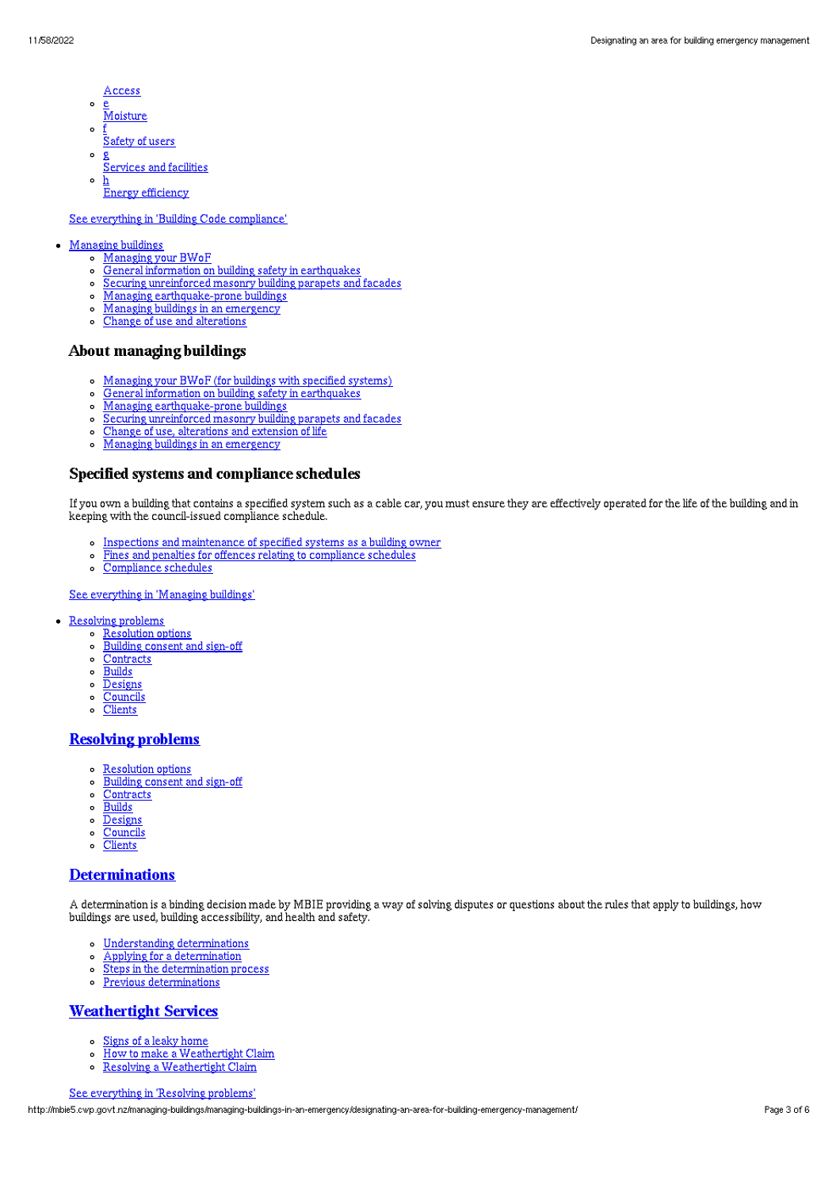- Access
- e
  Moisture
- f
  Safety of users
- g
  Services and facilities
- h
  Energy efficiency

See everything in 'Building Code compliance'

- Managing buildings
  - Managing your BWoF
  - General information on building safety in earthquakes
  - Securing unreinforced masonry building parapets and facades
  - Managing earthquake-prone buildings
  - Managing buildings in an emergency
  - Change of use and alterations

### About managing buildings

- Managing your BWoF (for buildings with specified systems)
- General information on building safety in earthquakes
- Managing earthquake-prone buildings
- Securing unreinforced masonry building parapets and facades
- Change of use, alterations and extension of life
- Managing buildings in an emergency

### Specified systems and compliance schedules

If you own a building that contains a specified system such as a cable car, you must ensure they are effectively operated for the life of the building and in keeping with the council-issued compliance schedule.

- Inspections and maintenance of specified systems as a building owner
- Fines and penalties for offences relating to compliance schedules
- Compliance schedules

See everything in 'Managing buildings'

- Resolving problems
  - Resolution options
  - Building consent and sign-off
  - Contracts
  - Builds
  - Designs
  - Councils
  - Clients

### Resolving problems

- Resolution options
- Building consent and sign-off
- Contracts
- Builds
- Designs
- Councils
- Clients

### Determinations

A determination is a binding decision made by MBIE providing a way of solving disputes or questions about the rules that apply to buildings, how buildings are used, building accessibility, and health and safety.

- Understanding determinations
- Applying for a determination
- Steps in the determination process
- Previous determinations

### Weathertight Services

- Signs of a leaky home
- How to make a Weathertight Claim
- Resolving a Weathertight Claim

See everything in 'Resolving problems'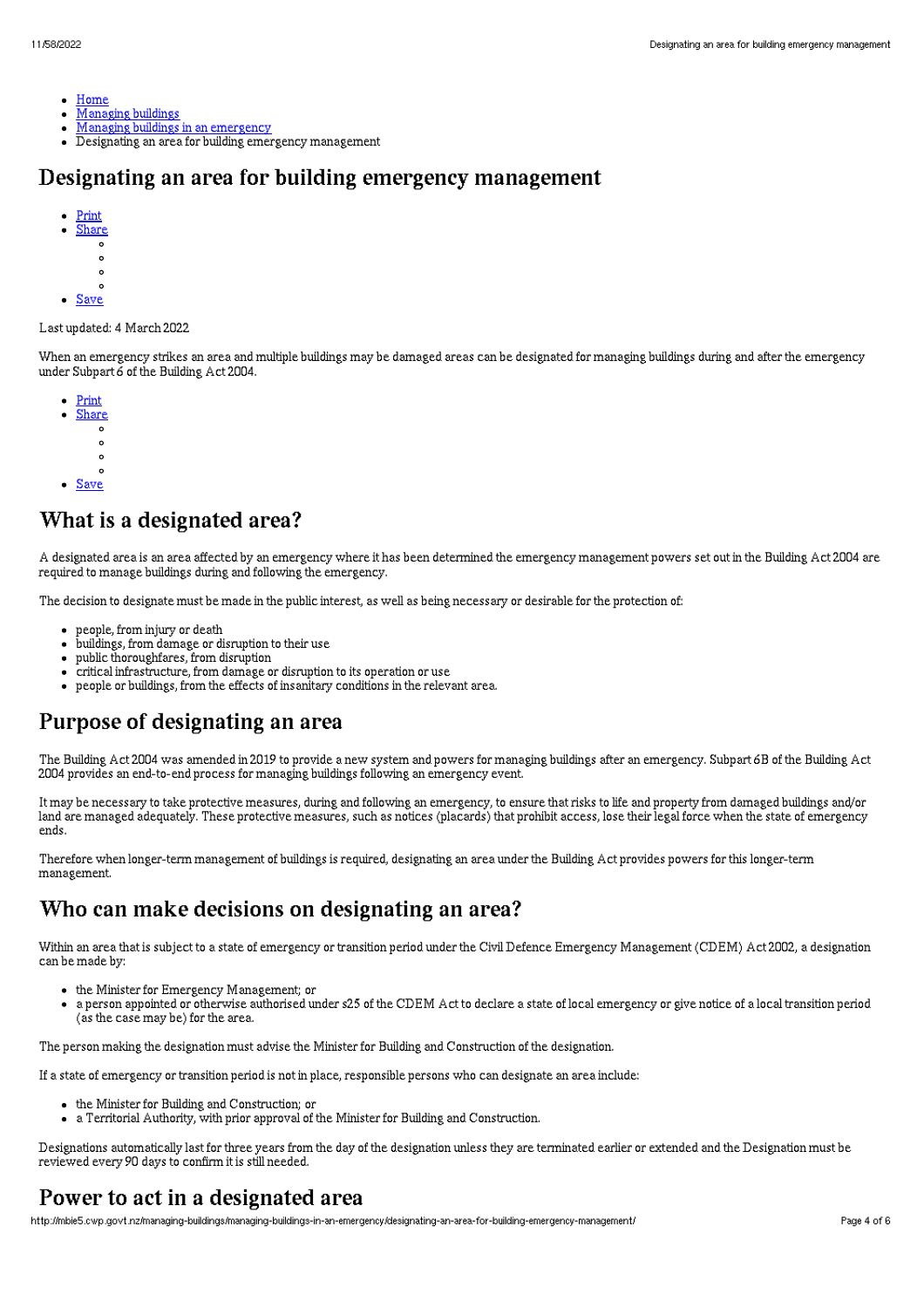- [Home]
- [Managing buildings]
- [Managing buildings in an emergency]
- Designating an area for building emergency management

# Designating an area for building emergency management

- Print
- Share
  -
  -
  -
  -
- Save

Last updated: 4 March 2022

When an emergency strikes an area and multiple buildings may be damaged areas can be designated for managing buildings during and after the emergency under Subpart 6 of the Building Act 2004.

- Print
- Share
  -
  -
  -
  -
- Save

## What is a designated area?

A designated area is an area affected by an emergency where it has been determined the emergency management powers set out in the Building Act 2004 are required to manage buildings during and following the emergency.

The decision to designate must be made in the public interest, as well as being necessary or desirable for the protection of:

- people, from injury or death
- buildings, from damage or disruption to their use
- public thoroughfares, from disruption
- critical infrastructure, from damage or disruption to its operation or use
- people or buildings, from the effects of insanitary conditions in the relevant area.

## Purpose of designating an area

The Building Act 2004 was amended in 2019 to provide a new system and powers for managing buildings after an emergency. Subpart 6B of the Building Act 2004 provides an end-to-end process for managing buildings following an emergency event.

It may be necessary to take protective measures, during and following an emergency, to ensure that risks to life and property from damaged buildings and/or land are managed adequately. These protective measures, such as notices (placards) that prohibit access, lose their legal force when the state of emergency ends.

Therefore when longer-term management of buildings is required, designating an area under the Building Act provides powers for this longer-term management.

## Who can make decisions on designating an area?

Within an area that is subject to a state of emergency or transition period under the Civil Defence Emergency Management (CDEM) Act 2002, a designation can be made by:

- the Minister for Emergency Management; or
- a person appointed or otherwise authorised under s25 of the CDEM Act to declare a state of local emergency or give notice of a local transition period (as the case may be) for the area.

The person making the designation must advise the Minister for Building and Construction of the designation.

If a state of emergency or transition period is not in place, responsible persons who can designate an area include:

- the Minister for Building and Construction; or
- a Territorial Authority, with prior approval of the Minister for Building and Construction.

Designations automatically last for three years from the day of the designation unless they are terminated earlier or extended and the Designation must be reviewed every 90 days to confirm it is still needed.

## Power to act in a designated area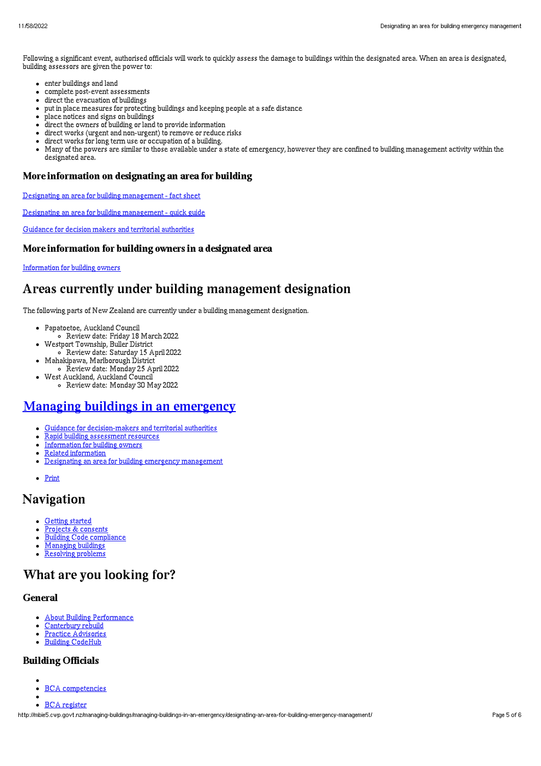Following a significant event, authorised officials will work to quickly assess the damage to buildings within the designated area. When an area is designated, building assessors are given the power to:

- enter buildings and land
- complete post-event assessments
- direct the evacuation of buildings
- put in place measures for protecting buildings and keeping people at a safe distance
- place notices and signs on buildings
- direct the owners of building or land to provide information
- direct works (urgent and non-urgent) to remove or reduce risks
- direct works for long term use or occupation of a building.
- Many of the powers are similar to those available under a state of emergency, however they are confined to building management activity within the designated area.

### More information on designating an area for building

Designating an area for building management - fact sheet

Designating an area for building management - quick guide

Guidance for decision makers and territorial authorities

### More information for building owners in a designated area

Information for building owners

## Areas currently under building management designation

The following parts of New Zealand are currently under a building management designation.

- Papatoetoe, Auckland Council
  - Review date: Friday 18 March 2022
- Westport Township, Buller District
  - Review date: Saturday 15 April 2022
- Mahakipawa, Marlborough District
  - Review date: Monday 25 April 2022
- West Auckland, Auckland Council
  - Review date: Monday 30 May 2022

## Managing buildings in an emergency

- Guidance for decision-makers and territorial authorities
- Rapid building assessment resources
- Information for building owners
- Related information
- Designating an area for building emergency management

- Print

## Navigation

- Getting started
- Projects & consents
- Building Code compliance
- Managing buildings
- Resolving problems

## What are you looking for?

### General

- About Building Performance
- Canterbury rebuild
- Practice Advisories
- Building CodeHub

### Building Officials

- 
- BCA competencies
- 
- BCA register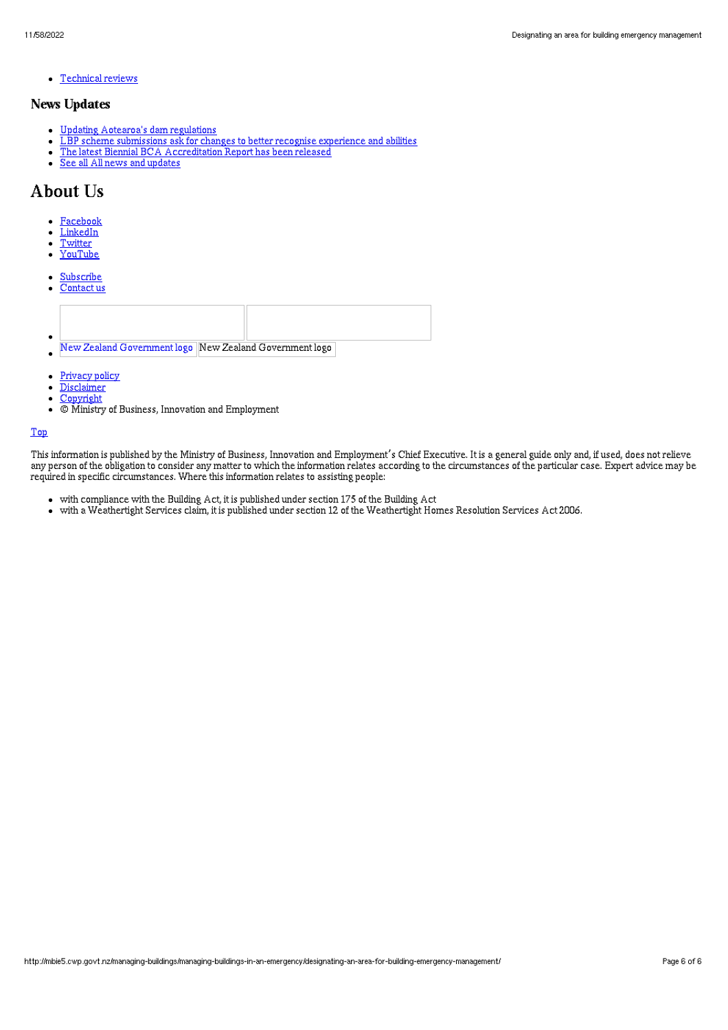- Technical reviews

### News Updates

- Updating Aotearoa's dam regulations
- LBP scheme submissions ask for changes to better recognise experience and abilities
- The latest Biennial BCA Accreditation Report has been released
- See all All news and updates

## About Us

- Facebook
- LinkedIn
- Twitter
- YouTube

- Subscribe
- Contact us

- 
- New Zealand Government logo New Zealand Government logo

- Privacy policy
- Disclaimer
- Copyright
- © Ministry of Business, Innovation and Employment

Top

This information is published by the Ministry of Business, Innovation and Employment's Chief Executive. It is a general guide only and, if used, does not relieve any person of the obligation to consider any matter to which the information relates according to the circumstances of the particular case. Expert advice may be required in specific circumstances. Where this information relates to assisting people:

- with compliance with the Building Act, it is published under section 175 of the Building Act
- with a Weathertight Services claim, it is published under section 12 of the Weathertight Homes Resolution Services Act 2006.